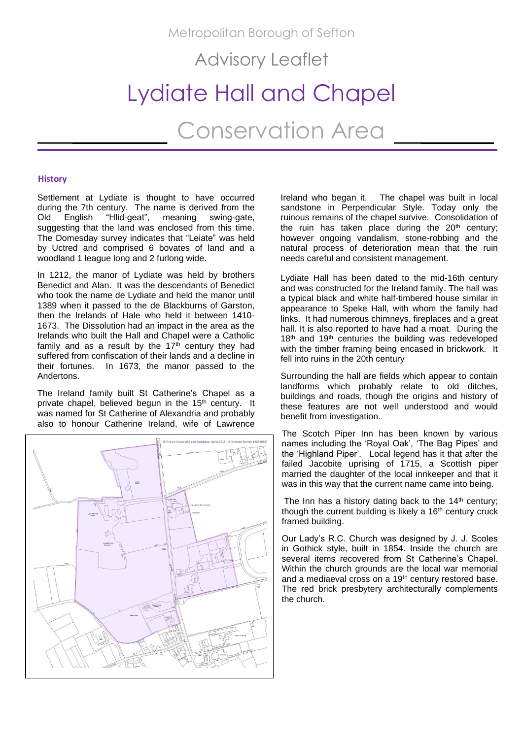Metropolitan Borough of Sefton

Advisory Leaflet

# Lydiate Hall and Chapel

# Conservation Area

## History

Settlement at Lydiate is thought to have occurred during the 7th century. The name is derived from the Old English "Hlid-geat", meaning swing-gate, suggesting that the land was enclosed from this time. The Domesday survey indicates that "Leiate" was held by Uctred and comprised 6 bovates of land and a woodland 1 league long and 2 furlong wide.

In 1212, the manor of Lydiate was held by brothers Benedict and Alan. It was the descendants of Benedict who took the name de Lydiate and held the manor until 1389 when it passed to the de Blackburns of Garston, then the Irelands of Hale who held it between 1410-1673. The Dissolution had an impact in the area as the Irelands who built the Hall and Chapel were a Catholic family and as a result by the 17th century they had suffered from confiscation of their lands and a decline in their fortunes. In 1673, the manor passed to the Andertons.

The Ireland family built St Catherine's Chapel as a private chapel, believed begun in the 15th century. It was named for St Catherine of Alexandria and probably also to honour Catherine Ireland, wife of Lawrence Ireland who began it. The chapel was built in local sandstone in Perpendicular Style. Today only the ruinous remains of the chapel survive. Consolidation of the ruin has taken place during the 20th century; however ongoing vandalism, stone-robbing and the natural process of deterioration mean that the ruin needs careful and consistent management.

Lydiate Hall has been dated to the mid-16th century and was constructed for the Ireland family. The hall was a typical black and white half-timbered house similar in appearance to Speke Hall, with whom the family had links. It had numerous chimneys, fireplaces and a great hall. It is also reported to have had a moat. During the 18th and 19th centuries the building was redeveloped with the timber framing being encased in brickwork. It fell into ruins in the 20th century

Surrounding the hall are fields which appear to contain landforms which probably relate to old ditches, buildings and roads, though the origins and history of these features are not well understood and would benefit from investigation.

The Scotch Piper Inn has been known by various names including the 'Royal Oak', 'The Bag Pipes' and the 'Highland Piper'. Local legend has it that after the failed Jacobite uprising of 1715, a Scottish piper married the daughter of the local innkeeper and that it was in this way that the current name came into being.

The Inn has a history dating back to the 14th century; though the current building is likely a 16th century cruck framed building.

Our Lady's R.C. Church was designed by J. J. Scoles in Gothick style, built in 1854. Inside the church are several items recovered from St Catherine's Chapel. Within the church grounds are the local war memorial and a mediaeval cross on a 19th century restored base. The red brick presbytery architecturally complements the church.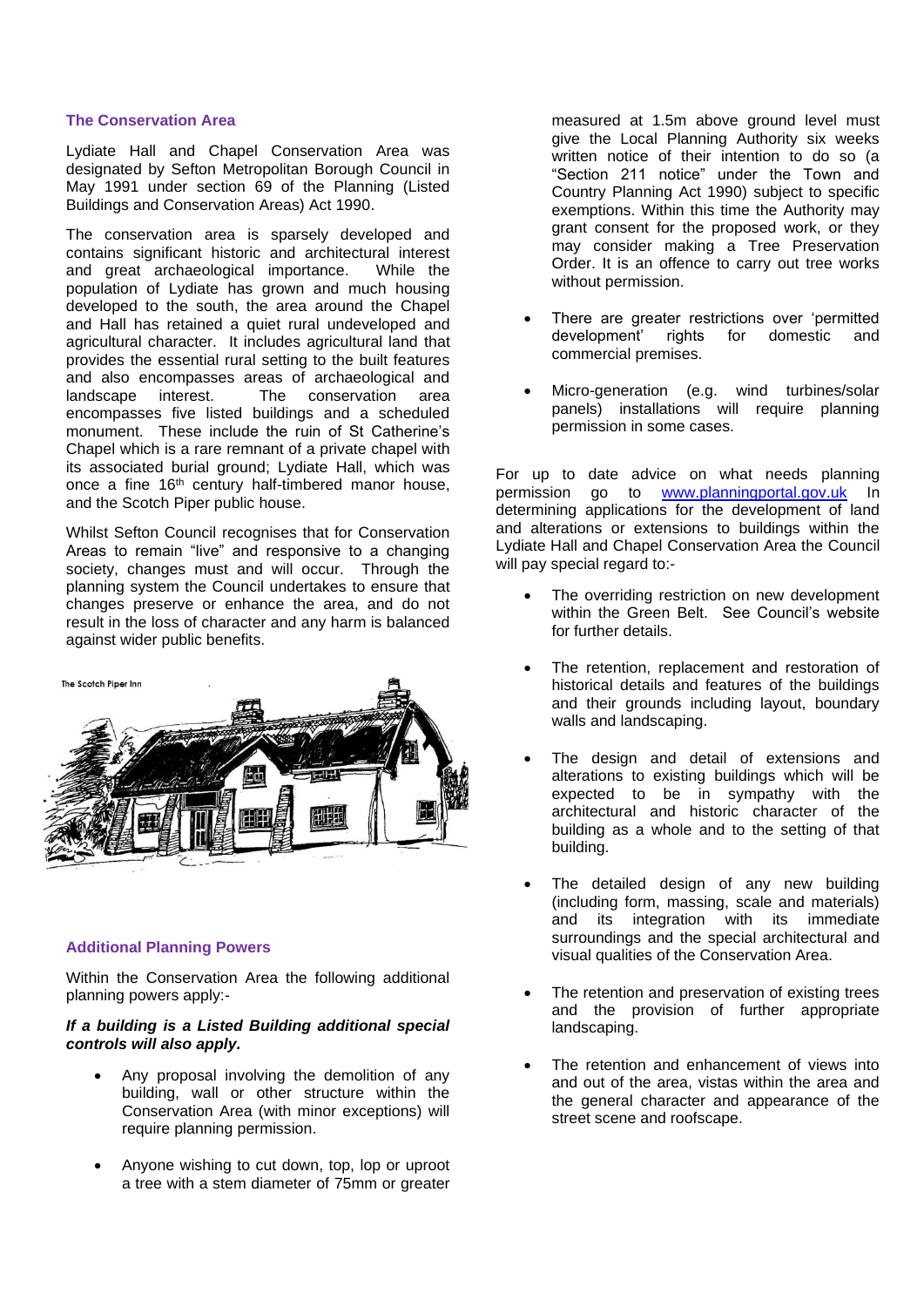### The Conservation Area

Lydiate Hall and Chapel Conservation Area was designated by Sefton Metropolitan Borough Council in May 1991 under section 69 of the Planning (Listed Buildings and Conservation Areas) Act 1990.

The conservation area is sparsely developed and contains significant historic and architectural interest and great archaeological importance. While the population of Lydiate has grown and much housing developed to the south, the area around the Chapel and Hall has retained a quiet rural undeveloped and agricultural character. It includes agricultural land that provides the essential rural setting to the built features and also encompasses areas of archaeological and landscape interest. The conservation area encompasses five listed buildings and a scheduled monument. These include the ruin of St Catherine's Chapel which is a rare remnant of a private chapel with its associated burial ground; Lydiate Hall, which was once a fine 16th century half-timbered manor house, and the Scotch Piper public house.

Whilst Sefton Council recognises that for Conservation Areas to remain "live" and responsive to a changing society, changes must and will occur. Through the planning system the Council undertakes to ensure that changes preserve or enhance the area, and do not result in the loss of character and any harm is balanced against wider public benefits.

The Scotch Piper Inn

### Additional Planning Powers

Within the Conservation Area the following additional planning powers apply:-

***If a building is a Listed Building additional special controls will also apply.***

- Any proposal involving the demolition of any building, wall or other structure within the Conservation Area (with minor exceptions) will require planning permission.
- Anyone wishing to cut down, top, lop or uproot a tree with a stem diameter of 75mm or greater measured at 1.5m above ground level must give the Local Planning Authority six weeks written notice of their intention to do so (a "Section 211 notice" under the Town and Country Planning Act 1990) subject to specific exemptions. Within this time the Authority may grant consent for the proposed work, or they may consider making a Tree Preservation Order. It is an offence to carry out tree works without permission.
- There are greater restrictions over 'permitted development' rights for domestic and commercial premises.
- Micro-generation (e.g. wind turbines/solar panels) installations will require planning permission in some cases.

For up to date advice on what needs planning permission go to www.planningportal.gov.uk In determining applications for the development of land and alterations or extensions to buildings within the Lydiate Hall and Chapel Conservation Area the Council will pay special regard to:-

- The overriding restriction on new development within the Green Belt. See Council's website for further details.
- The retention, replacement and restoration of historical details and features of the buildings and their grounds including layout, boundary walls and landscaping.
- The design and detail of extensions and alterations to existing buildings which will be expected to be in sympathy with the architectural and historic character of the building as a whole and to the setting of that building.
- The detailed design of any new building (including form, massing, scale and materials) and its integration with its immediate surroundings and the special architectural and visual qualities of the Conservation Area.
- The retention and preservation of existing trees and the provision of further appropriate landscaping.
- The retention and enhancement of views into and out of the area, vistas within the area and the general character and appearance of the street scene and roofscape.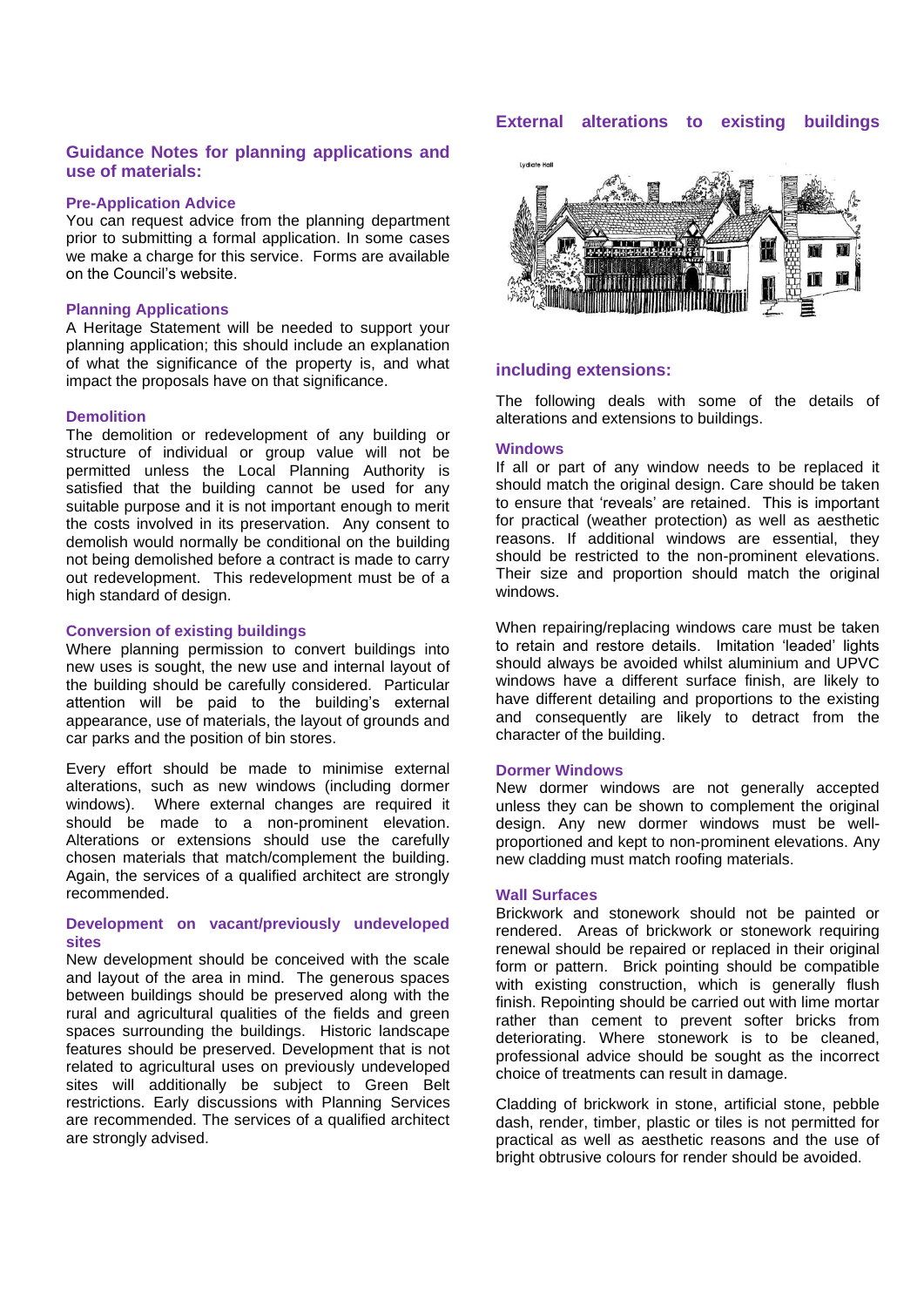## Guidance Notes for planning applications and use of materials:

### Pre-Application Advice

You can request advice from the planning department prior to submitting a formal application. In some cases we make a charge for this service. Forms are available on the Council's website.

### Planning Applications

A Heritage Statement will be needed to support your planning application; this should include an explanation of what the significance of the property is, and what impact the proposals have on that significance.

### Demolition

The demolition or redevelopment of any building or structure of individual or group value will not be permitted unless the Local Planning Authority is satisfied that the building cannot be used for any suitable purpose and it is not important enough to merit the costs involved in its preservation. Any consent to demolish would normally be conditional on the building not being demolished before a contract is made to carry out redevelopment. This redevelopment must be of a high standard of design.

### Conversion of existing buildings

Where planning permission to convert buildings into new uses is sought, the new use and internal layout of the building should be carefully considered. Particular attention will be paid to the building's external appearance, use of materials, the layout of grounds and car parks and the position of bin stores.

Every effort should be made to minimise external alterations, such as new windows (including dormer windows). Where external changes are required it should be made to a non-prominent elevation. Alterations or extensions should use the carefully chosen materials that match/complement the building. Again, the services of a qualified architect are strongly recommended.

### Development on vacant/previously undeveloped sites

New development should be conceived with the scale and layout of the area in mind. The generous spaces between buildings should be preserved along with the rural and agricultural qualities of the fields and green spaces surrounding the buildings. Historic landscape features should be preserved. Development that is not related to agricultural uses on previously undeveloped sites will additionally be subject to Green Belt restrictions. Early discussions with Planning Services are recommended. The services of a qualified architect are strongly advised.

## External alterations to existing buildings including extensions:

The following deals with some of the details of alterations and extensions to buildings.

### Windows

If all or part of any window needs to be replaced it should match the original design. Care should be taken to ensure that 'reveals' are retained. This is important for practical (weather protection) as well as aesthetic reasons. If additional windows are essential, they should be restricted to the non-prominent elevations. Their size and proportion should match the original windows.

When repairing/replacing windows care must be taken to retain and restore details. Imitation 'leaded' lights should always be avoided whilst aluminium and UPVC windows have a different surface finish, are likely to have different detailing and proportions to the existing and consequently are likely to detract from the character of the building.

### Dormer Windows

New dormer windows are not generally accepted unless they can be shown to complement the original design. Any new dormer windows must be well-proportioned and kept to non-prominent elevations. Any new cladding must match roofing materials.

### Wall Surfaces

Brickwork and stonework should not be painted or rendered. Areas of brickwork or stonework requiring renewal should be repaired or replaced in their original form or pattern. Brick pointing should be compatible with existing construction, which is generally flush finish. Repointing should be carried out with lime mortar rather than cement to prevent softer bricks from deteriorating. Where stonework is to be cleaned, professional advice should be sought as the incorrect choice of treatments can result in damage.

Cladding of brickwork in stone, artificial stone, pebble dash, render, timber, plastic or tiles is not permitted for practical as well as aesthetic reasons and the use of bright obtrusive colours for render should be avoided.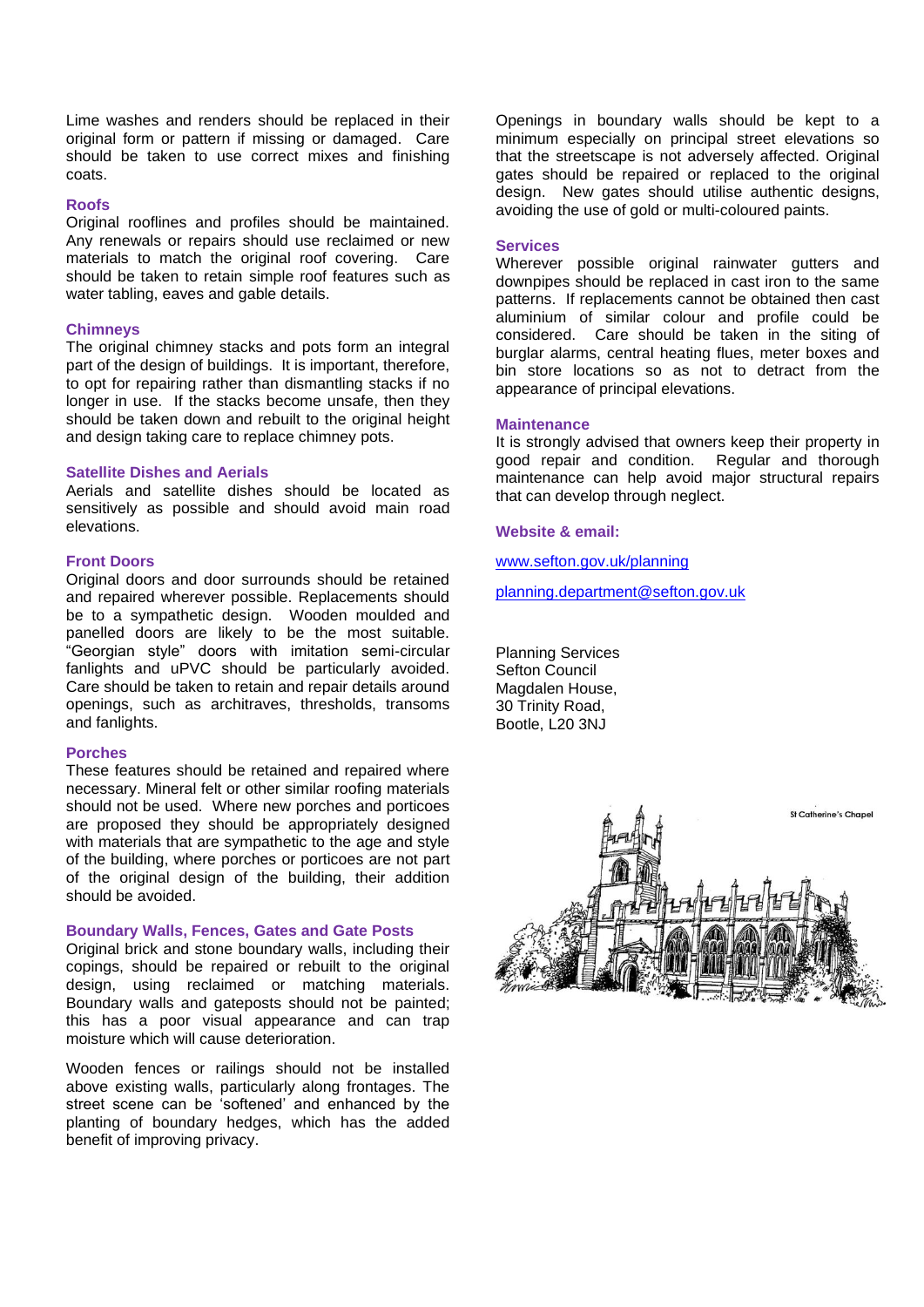Lime washes and renders should be replaced in their original form or pattern if missing or damaged. Care should be taken to use correct mixes and finishing coats.

### Roofs

Original rooflines and profiles should be maintained. Any renewals or repairs should use reclaimed or new materials to match the original roof covering. Care should be taken to retain simple roof features such as water tabling, eaves and gable details.

### Chimneys

The original chimney stacks and pots form an integral part of the design of buildings. It is important, therefore, to opt for repairing rather than dismantling stacks if no longer in use. If the stacks become unsafe, then they should be taken down and rebuilt to the original height and design taking care to replace chimney pots.

### Satellite Dishes and Aerials

Aerials and satellite dishes should be located as sensitively as possible and should avoid main road elevations.

### Front Doors

Original doors and door surrounds should be retained and repaired wherever possible. Replacements should be to a sympathetic design. Wooden moulded and panelled doors are likely to be the most suitable. "Georgian style" doors with imitation semi-circular fanlights and uPVC should be particularly avoided. Care should be taken to retain and repair details around openings, such as architraves, thresholds, transoms and fanlights.

### Porches

These features should be retained and repaired where necessary. Mineral felt or other similar roofing materials should not be used. Where new porches and porticoes are proposed they should be appropriately designed with materials that are sympathetic to the age and style of the building, where porches or porticoes are not part of the original design of the building, their addition should be avoided.

### Boundary Walls, Fences, Gates and Gate Posts

Original brick and stone boundary walls, including their copings, should be repaired or rebuilt to the original design, using reclaimed or matching materials. Boundary walls and gateposts should not be painted; this has a poor visual appearance and can trap moisture which will cause deterioration.

Wooden fences or railings should not be installed above existing walls, particularly along frontages. The street scene can be 'softened' and enhanced by the planting of boundary hedges, which has the added benefit of improving privacy.

Openings in boundary walls should be kept to a minimum especially on principal street elevations so that the streetscape is not adversely affected. Original gates should be repaired or replaced to the original design. New gates should utilise authentic designs, avoiding the use of gold or multi-coloured paints.

### Services

Wherever possible original rainwater gutters and downpipes should be replaced in cast iron to the same patterns. If replacements cannot be obtained then cast aluminium of similar colour and profile could be considered. Care should be taken in the siting of burglar alarms, central heating flues, meter boxes and bin store locations so as not to detract from the appearance of principal elevations.

### Maintenance

It is strongly advised that owners keep their property in good repair and condition. Regular and thorough maintenance can help avoid major structural repairs that can develop through neglect.

### Website & email:

www.sefton.gov.uk/planning

planning.department@sefton.gov.uk

Planning Services
Sefton Council
Magdalen House,
30 Trinity Road,
Bootle, L20 3NJ

St Catherine's Chapel